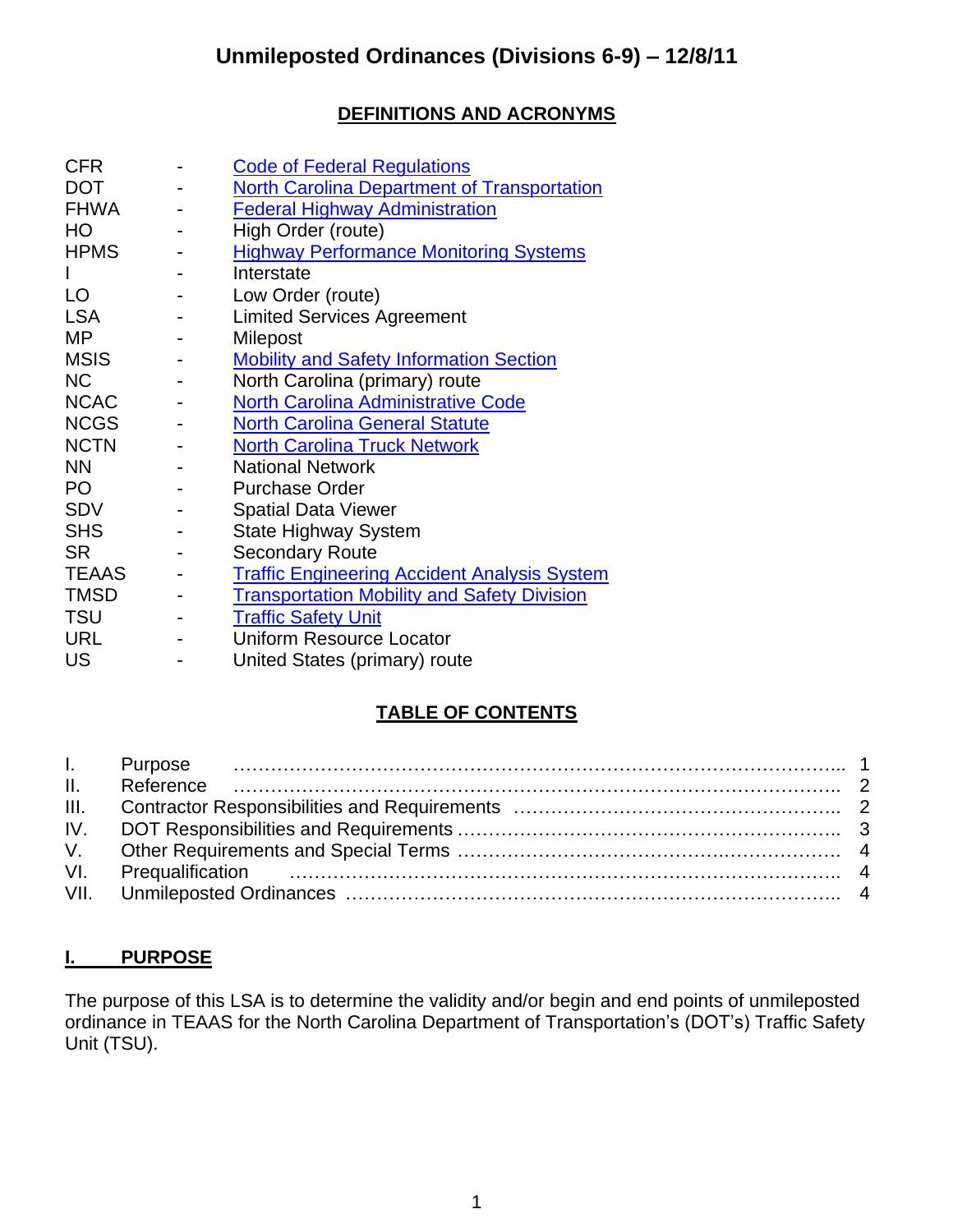# Unmileposted Ordinances (Divisions 6-9) – 12/8/11

## DEFINITIONS AND ACRONYMS

| | | |
|---|---|---|
| CFR | - | Code of Federal Regulations |
| DOT | - | North Carolina Department of Transportation |
| FHWA | - | Federal Highway Administration |
| HO | - | High Order (route) |
| HPMS | - | Highway Performance Monitoring Systems |
| I | - | Interstate |
| LO | - | Low Order (route) |
| LSA | - | Limited Services Agreement |
| MP | - | Milepost |
| MSIS | - | Mobility and Safety Information Section |
| NC | - | North Carolina (primary) route |
| NCAC | - | North Carolina Administrative Code |
| NCGS | - | North Carolina General Statute |
| NCTN | - | North Carolina Truck Network |
| NN | - | National Network |
| PO | - | Purchase Order |
| SDV | - | Spatial Data Viewer |
| SHS | - | State Highway System |
| SR | - | Secondary Route |
| TEAAS | - | Traffic Engineering Accident Analysis System |
| TMSD | - | Transportation Mobility and Safety Division |
| TSU | - | Traffic Safety Unit |
| URL | - | Uniform Resource Locator |
| US | - | United States (primary) route |

## TABLE OF CONTENTS

| | | |
|---|---|---|
| I. | Purpose | 1 |
| II. | Reference | 2 |
| III. | Contractor Responsibilities and Requirements | 2 |
| IV. | DOT Responsibilities and Requirements | 3 |
| V. | Other Requirements and Special Terms | 4 |
| VI. | Prequalification | 4 |
| VII. | Unmileposted Ordinances | 4 |

## I. PURPOSE

The purpose of this LSA is to determine the validity and/or begin and end points of unmileposted ordinance in TEAAS for the North Carolina Department of Transportation's (DOT's) Traffic Safety Unit (TSU).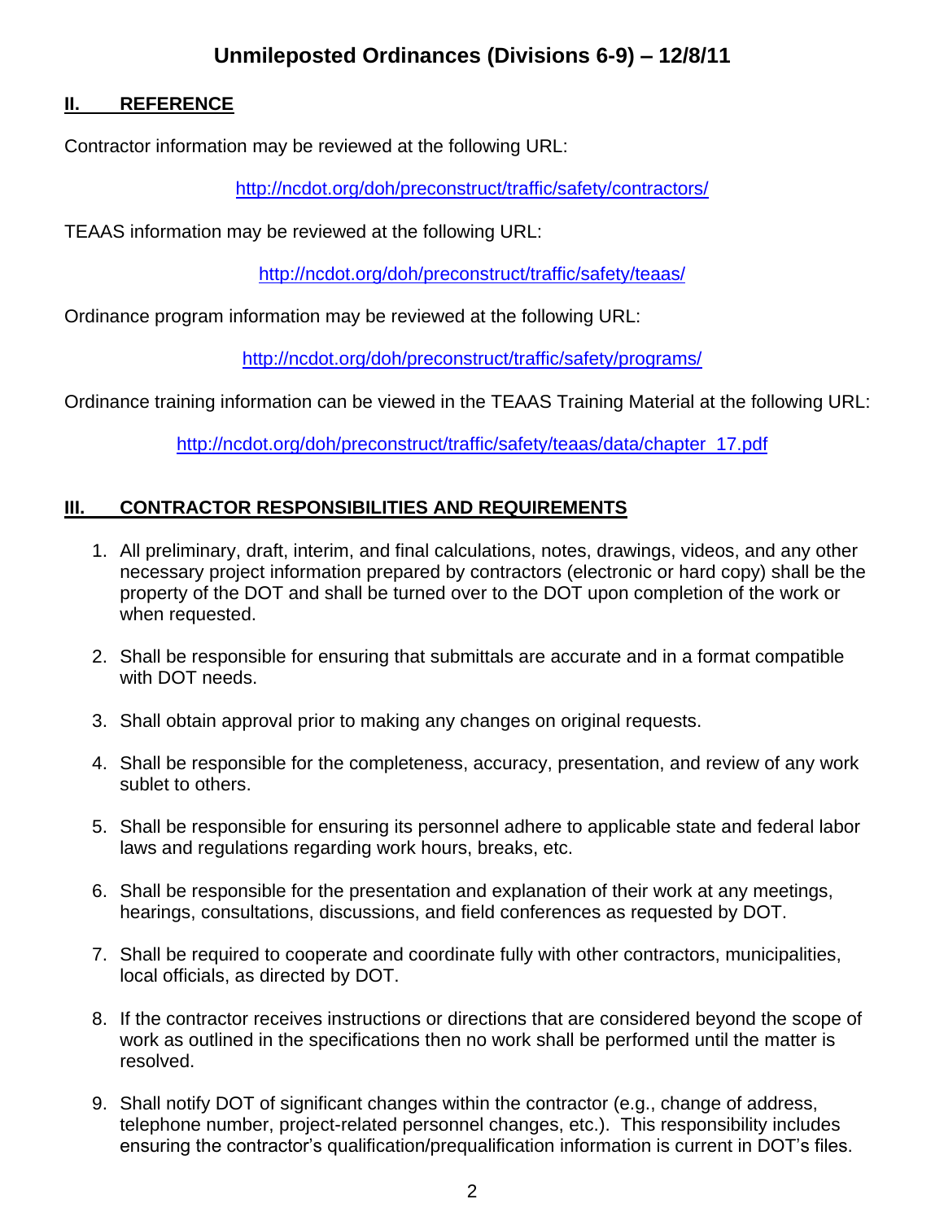## II. REFERENCE

Contractor information may be reviewed at the following URL:

http://ncdot.org/doh/preconstruct/traffic/safety/contractors/

TEAAS information may be reviewed at the following URL:

http://ncdot.org/doh/preconstruct/traffic/safety/teaas/

Ordinance program information may be reviewed at the following URL:

http://ncdot.org/doh/preconstruct/traffic/safety/programs/

Ordinance training information can be viewed in the TEAAS Training Material at the following URL:

http://ncdot.org/doh/preconstruct/traffic/safety/teaas/data/chapter_17.pdf

## III. CONTRACTOR RESPONSIBILITIES AND REQUIREMENTS

1. All preliminary, draft, interim, and final calculations, notes, drawings, videos, and any other necessary project information prepared by contractors (electronic or hard copy) shall be the property of the DOT and shall be turned over to the DOT upon completion of the work or when requested.
2. Shall be responsible for ensuring that submittals are accurate and in a format compatible with DOT needs.
3. Shall obtain approval prior to making any changes on original requests.
4. Shall be responsible for the completeness, accuracy, presentation, and review of any work sublet to others.
5. Shall be responsible for ensuring its personnel adhere to applicable state and federal labor laws and regulations regarding work hours, breaks, etc.
6. Shall be responsible for the presentation and explanation of their work at any meetings, hearings, consultations, discussions, and field conferences as requested by DOT.
7. Shall be required to cooperate and coordinate fully with other contractors, municipalities, local officials, as directed by DOT.
8. If the contractor receives instructions or directions that are considered beyond the scope of work as outlined in the specifications then no work shall be performed until the matter is resolved.
9. Shall notify DOT of significant changes within the contractor (e.g., change of address, telephone number, project-related personnel changes, etc.). This responsibility includes ensuring the contractor's qualification/prequalification information is current in DOT's files.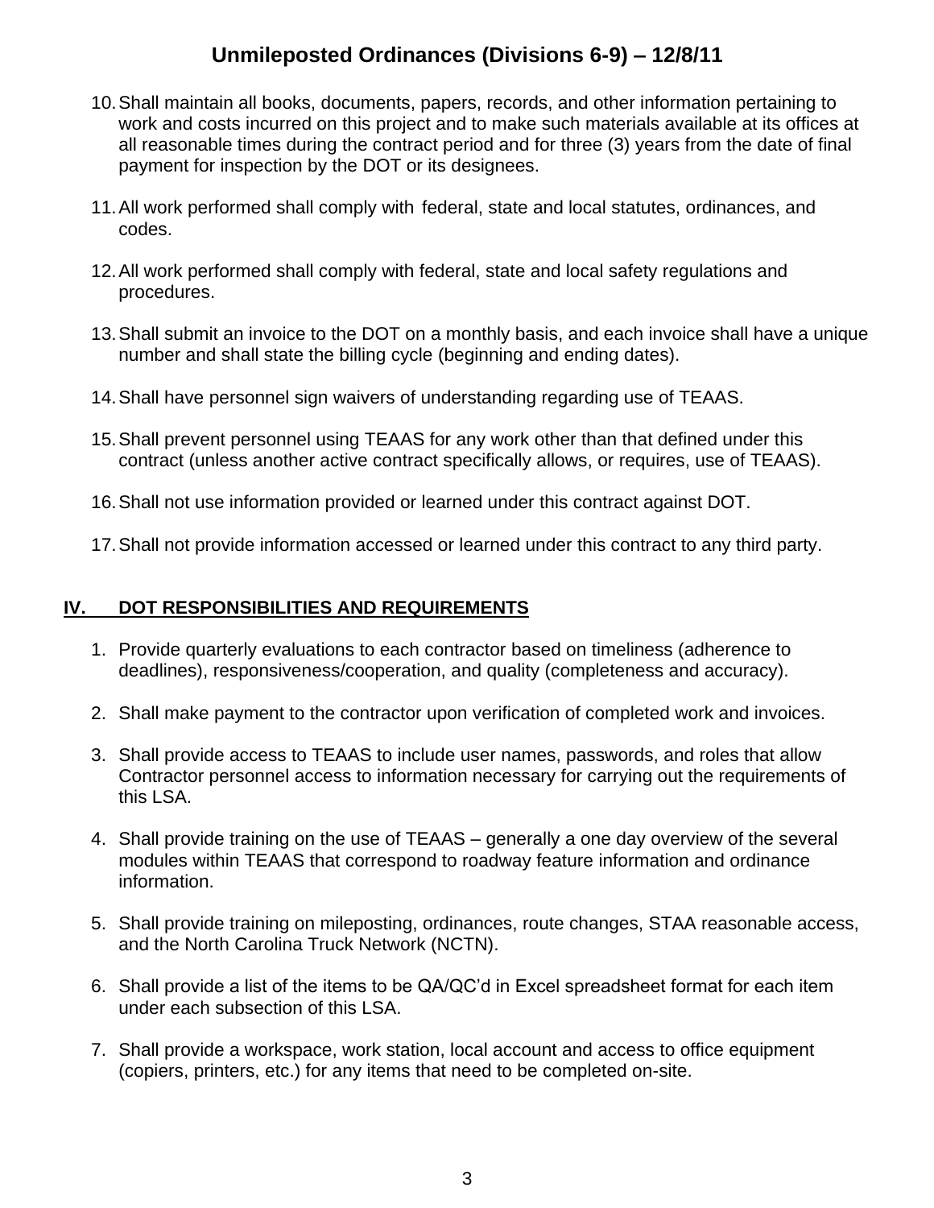10. Shall maintain all books, documents, papers, records, and other information pertaining to work and costs incurred on this project and to make such materials available at its offices at all reasonable times during the contract period and for three (3) years from the date of final payment for inspection by the DOT or its designees.

11. All work performed shall comply with federal, state and local statutes, ordinances, and codes.

12. All work performed shall comply with federal, state and local safety regulations and procedures.

13. Shall submit an invoice to the DOT on a monthly basis, and each invoice shall have a unique number and shall state the billing cycle (beginning and ending dates).

14. Shall have personnel sign waivers of understanding regarding use of TEAAS.

15. Shall prevent personnel using TEAAS for any work other than that defined under this contract (unless another active contract specifically allows, or requires, use of TEAAS).

16. Shall not use information provided or learned under this contract against DOT.

17. Shall not provide information accessed or learned under this contract to any third party.

## IV. DOT RESPONSIBILITIES AND REQUIREMENTS

1. Provide quarterly evaluations to each contractor based on timeliness (adherence to deadlines), responsiveness/cooperation, and quality (completeness and accuracy).

2. Shall make payment to the contractor upon verification of completed work and invoices.

3. Shall provide access to TEAAS to include user names, passwords, and roles that allow Contractor personnel access to information necessary for carrying out the requirements of this LSA.

4. Shall provide training on the use of TEAAS – generally a one day overview of the several modules within TEAAS that correspond to roadway feature information and ordinance information.

5. Shall provide training on mileposting, ordinances, route changes, STAA reasonable access, and the North Carolina Truck Network (NCTN).

6. Shall provide a list of the items to be QA/QC'd in Excel spreadsheet format for each item under each subsection of this LSA.

7. Shall provide a workspace, work station, local account and access to office equipment (copiers, printers, etc.) for any items that need to be completed on-site.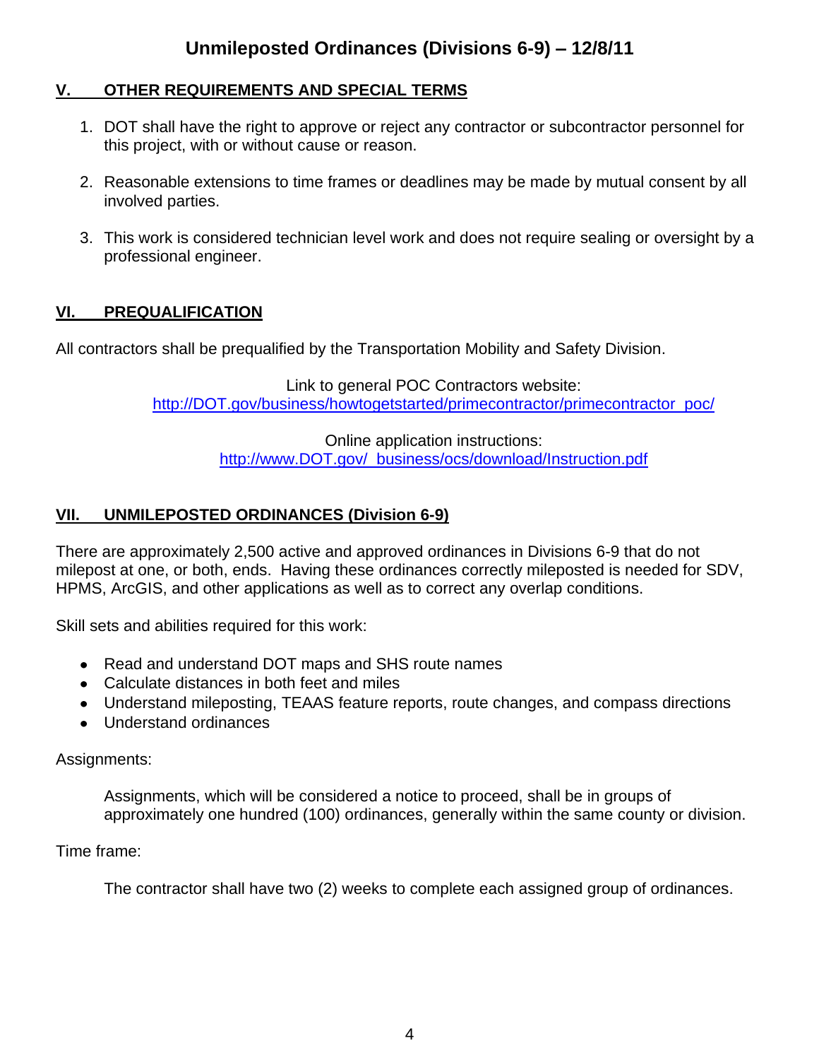## V. OTHER REQUIREMENTS AND SPECIAL TERMS

1. DOT shall have the right to approve or reject any contractor or subcontractor personnel for this project, with or without cause or reason.

2. Reasonable extensions to time frames or deadlines may be made by mutual consent by all involved parties.

3. This work is considered technician level work and does not require sealing or oversight by a professional engineer.

## VI. PREQUALIFICATION

All contractors shall be prequalified by the Transportation Mobility and Safety Division.

Link to general POC Contractors website:
http://DOT.gov/business/howtogetstarted/primecontractor/primecontractor_poc/

Online application instructions:
http://www.DOT.gov/_business/ocs/download/Instruction.pdf

## VII. UNMILEPOSTED ORDINANCES (Division 6-9)

There are approximately 2,500 active and approved ordinances in Divisions 6-9 that do not milepost at one, or both, ends. Having these ordinances correctly mileposted is needed for SDV, HPMS, ArcGIS, and other applications as well as to correct any overlap conditions.

Skill sets and abilities required for this work:

- Read and understand DOT maps and SHS route names
- Calculate distances in both feet and miles
- Understand mileposting, TEAAS feature reports, route changes, and compass directions
- Understand ordinances

Assignments:

Assignments, which will be considered a notice to proceed, shall be in groups of approximately one hundred (100) ordinances, generally within the same county or division.

Time frame:

The contractor shall have two (2) weeks to complete each assigned group of ordinances.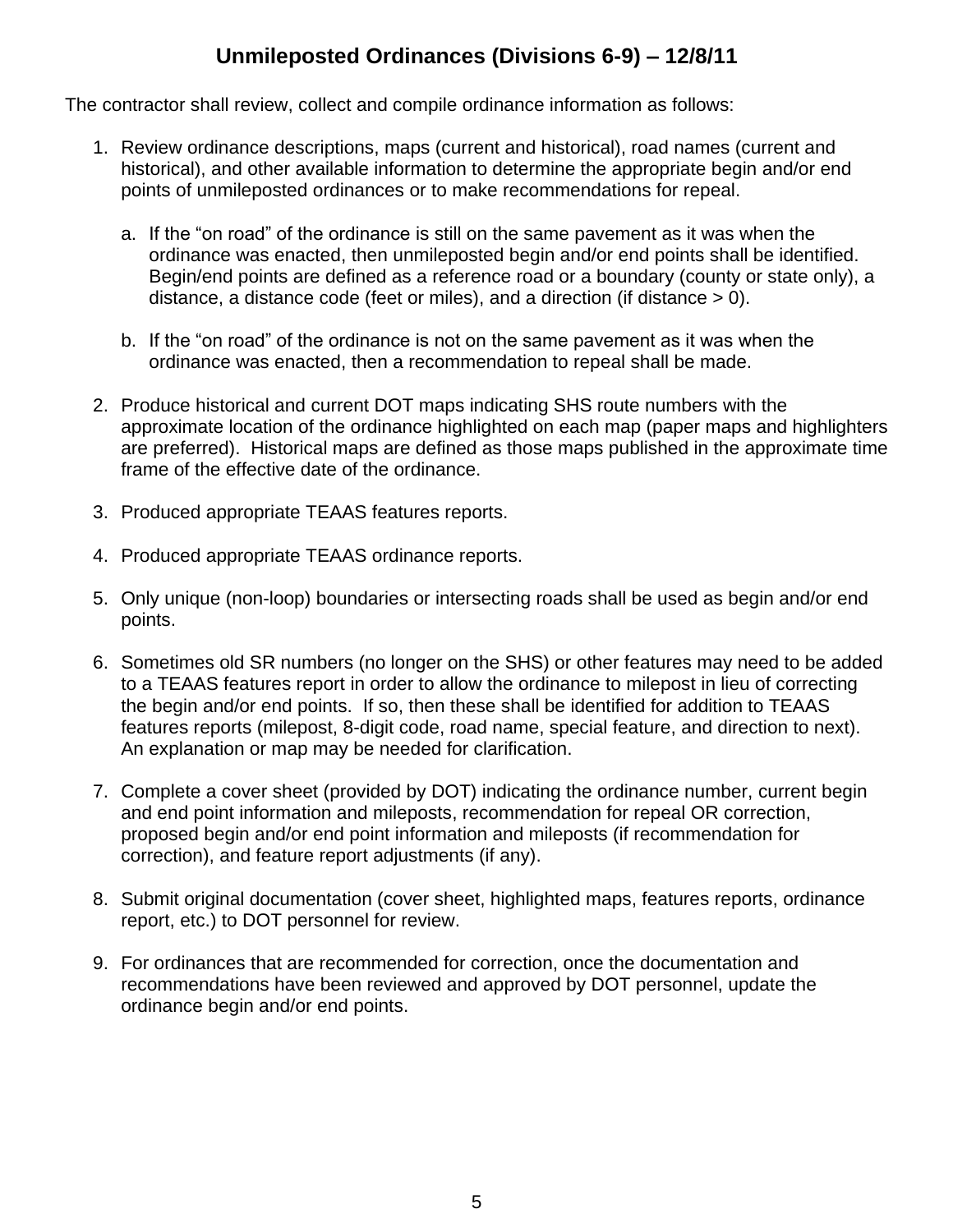# Unmileposted Ordinances (Divisions 6-9) – 12/8/11

The contractor shall review, collect and compile ordinance information as follows:

1. Review ordinance descriptions, maps (current and historical), road names (current and historical), and other available information to determine the appropriate begin and/or end points of unmileposted ordinances or to make recommendations for repeal.

   a. If the "on road" of the ordinance is still on the same pavement as it was when the ordinance was enacted, then unmileposted begin and/or end points shall be identified. Begin/end points are defined as a reference road or a boundary (county or state only), a distance, a distance code (feet or miles), and a direction (if distance > 0).

   b. If the "on road" of the ordinance is not on the same pavement as it was when the ordinance was enacted, then a recommendation to repeal shall be made.

2. Produce historical and current DOT maps indicating SHS route numbers with the approximate location of the ordinance highlighted on each map (paper maps and highlighters are preferred). Historical maps are defined as those maps published in the approximate time frame of the effective date of the ordinance.

3. Produced appropriate TEAAS features reports.

4. Produced appropriate TEAAS ordinance reports.

5. Only unique (non-loop) boundaries or intersecting roads shall be used as begin and/or end points.

6. Sometimes old SR numbers (no longer on the SHS) or other features may need to be added to a TEAAS features report in order to allow the ordinance to milepost in lieu of correcting the begin and/or end points. If so, then these shall be identified for addition to TEAAS features reports (milepost, 8-digit code, road name, special feature, and direction to next). An explanation or map may be needed for clarification.

7. Complete a cover sheet (provided by DOT) indicating the ordinance number, current begin and end point information and mileposts, recommendation for repeal OR correction, proposed begin and/or end point information and mileposts (if recommendation for correction), and feature report adjustments (if any).

8. Submit original documentation (cover sheet, highlighted maps, features reports, ordinance report, etc.) to DOT personnel for review.

9. For ordinances that are recommended for correction, once the documentation and recommendations have been reviewed and approved by DOT personnel, update the ordinance begin and/or end points.